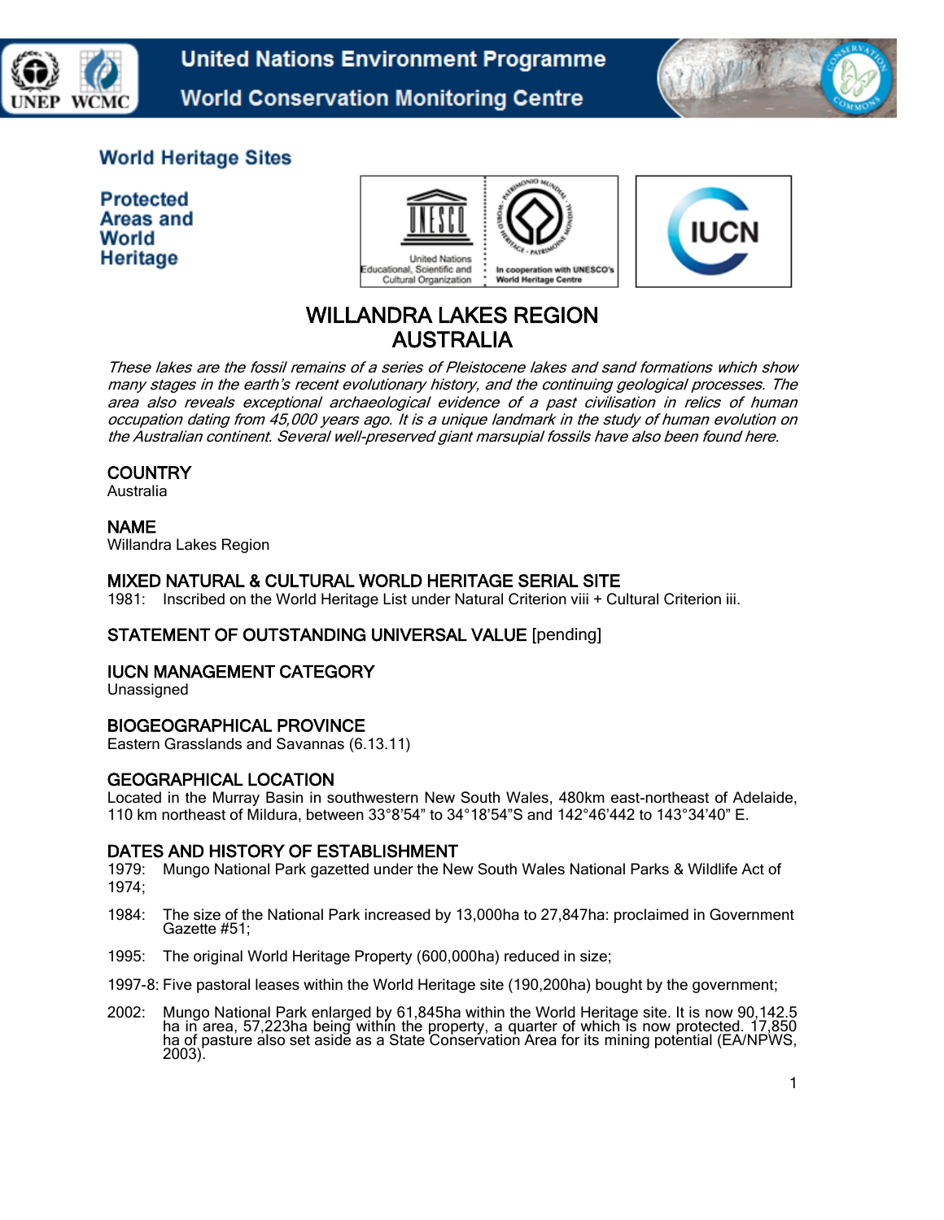United Nations Environment Programme

World Conservation Monitoring Centre

World Heritage Sites

Protected Areas and World Heritage

# WILLANDRA LAKES REGION
# AUSTRALIA

*These lakes are the fossil remains of a series of Pleistocene lakes and sand formations which show many stages in the earth's recent evolutionary history, and the continuing geological processes. The area also reveals exceptional archaeological evidence of a past civilisation in relics of human occupation dating from 45,000 years ago. It is a unique landmark in the study of human evolution on the Australian continent. Several well-preserved giant marsupial fossils have also been found here.*

## COUNTRY
Australia

## NAME
Willandra Lakes Region

## MIXED NATURAL & CULTURAL WORLD HERITAGE SERIAL SITE
1981: Inscribed on the World Heritage List under Natural Criterion viii + Cultural Criterion iii.

## STATEMENT OF OUTSTANDING UNIVERSAL VALUE [pending]

## IUCN MANAGEMENT CATEGORY
Unassigned

## BIOGEOGRAPHICAL PROVINCE
Eastern Grasslands and Savannas (6.13.11)

## GEOGRAPHICAL LOCATION
Located in the Murray Basin in southwestern New South Wales, 480km east-northeast of Adelaide, 110 km northeast of Mildura, between 33°8'54" to 34°18'54"S and 142°46'442 to 143°34'40" E.

## DATES AND HISTORY OF ESTABLISHMENT
1979: Mungo National Park gazetted under the New South Wales National Parks & Wildlife Act of 1974;

1984: The size of the National Park increased by 13,000ha to 27,847ha: proclaimed in Government Gazette #51;

1995: The original World Heritage Property (600,000ha) reduced in size;

1997-8: Five pastoral leases within the World Heritage site (190,200ha) bought by the government;

2002: Mungo National Park enlarged by 61,845ha within the World Heritage site. It is now 90,142.5 ha in area, 57,223ha being within the property, a quarter of which is now protected. 17,850 ha of pasture also set aside as a State Conservation Area for its mining potential (EA/NPWS, 2003).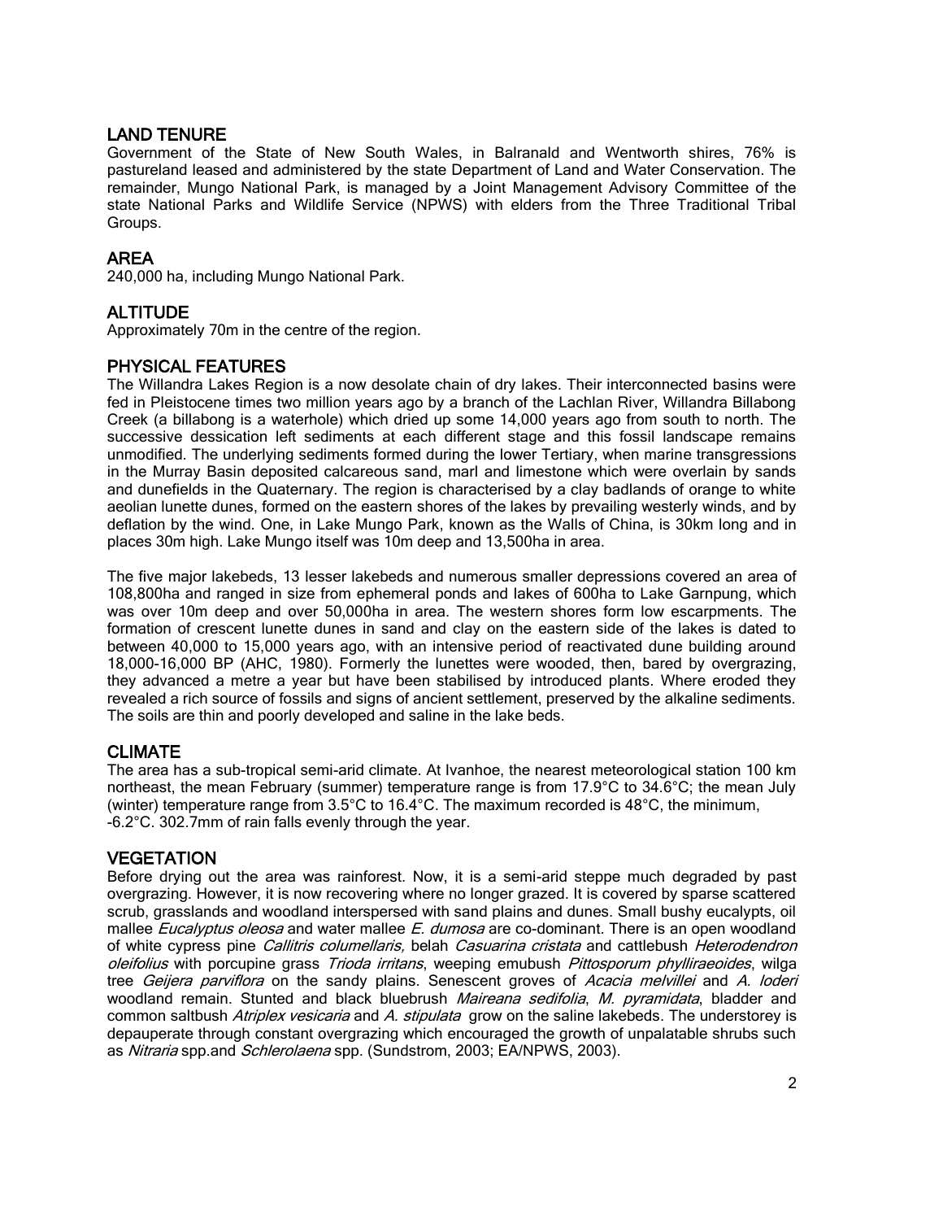## LAND TENURE

Government of the State of New South Wales, in Balranald and Wentworth shires, 76% is pastureland leased and administered by the state Department of Land and Water Conservation. The remainder, Mungo National Park, is managed by a Joint Management Advisory Committee of the state National Parks and Wildlife Service (NPWS) with elders from the Three Traditional Tribal Groups.

## AREA

240,000 ha, including Mungo National Park.

## ALTITUDE

Approximately 70m in the centre of the region.

## PHYSICAL FEATURES

The Willandra Lakes Region is a now desolate chain of dry lakes. Their interconnected basins were fed in Pleistocene times two million years ago by a branch of the Lachlan River, Willandra Billabong Creek (a billabong is a waterhole) which dried up some 14,000 years ago from south to north. The successive dessication left sediments at each different stage and this fossil landscape remains unmodified. The underlying sediments formed during the lower Tertiary, when marine transgressions in the Murray Basin deposited calcareous sand, marl and limestone which were overlain by sands and dunefields in the Quaternary. The region is characterised by a clay badlands of orange to white aeolian lunette dunes, formed on the eastern shores of the lakes by prevailing westerly winds, and by deflation by the wind. One, in Lake Mungo Park, known as the Walls of China, is 30km long and in places 30m high. Lake Mungo itself was 10m deep and 13,500ha in area.

The five major lakebeds, 13 lesser lakebeds and numerous smaller depressions covered an area of 108,800ha and ranged in size from ephemeral ponds and lakes of 600ha to Lake Garnpung, which was over 10m deep and over 50,000ha in area. The western shores form low escarpments. The formation of crescent lunette dunes in sand and clay on the eastern side of the lakes is dated to between 40,000 to 15,000 years ago, with an intensive period of reactivated dune building around 18,000-16,000 BP (AHC, 1980). Formerly the lunettes were wooded, then, bared by overgrazing, they advanced a metre a year but have been stabilised by introduced plants. Where eroded they revealed a rich source of fossils and signs of ancient settlement, preserved by the alkaline sediments. The soils are thin and poorly developed and saline in the lake beds.

## CLIMATE

The area has a sub-tropical semi-arid climate. At Ivanhoe, the nearest meteorological station 100 km northeast, the mean February (summer) temperature range is from 17.9°C to 34.6°C; the mean July (winter) temperature range from 3.5°C to 16.4°C. The maximum recorded is 48°C, the minimum, -6.2°C. 302.7mm of rain falls evenly through the year.

## VEGETATION

Before drying out the area was rainforest. Now, it is a semi-arid steppe much degraded by past overgrazing. However, it is now recovering where no longer grazed. It is covered by sparse scattered scrub, grasslands and woodland interspersed with sand plains and dunes. Small bushy eucalypts, oil mallee *Eucalyptus oleosa* and water mallee *E. dumosa* are co-dominant. There is an open woodland of white cypress pine *Callitris columellaris,* belah *Casuarina cristata* and cattlebush *Heterodendron oleifolius* with porcupine grass *Trioda irritans*, weeping emubush *Pittosporum phylliraeoides*, wilga tree *Geijera parviflora* on the sandy plains. Senescent groves of *Acacia melvillei* and *A. loderi* woodland remain. Stunted and black bluebrush *Maireana sedifolia*, *M. pyramidata*, bladder and common saltbush *Atriplex vesicaria* and *A. stipulata* grow on the saline lakebeds. The understorey is depauperate through constant overgrazing which encouraged the growth of unpalatable shrubs such as *Nitraria* spp.and *Schlerolaena* spp. (Sundstrom, 2003; EA/NPWS, 2003).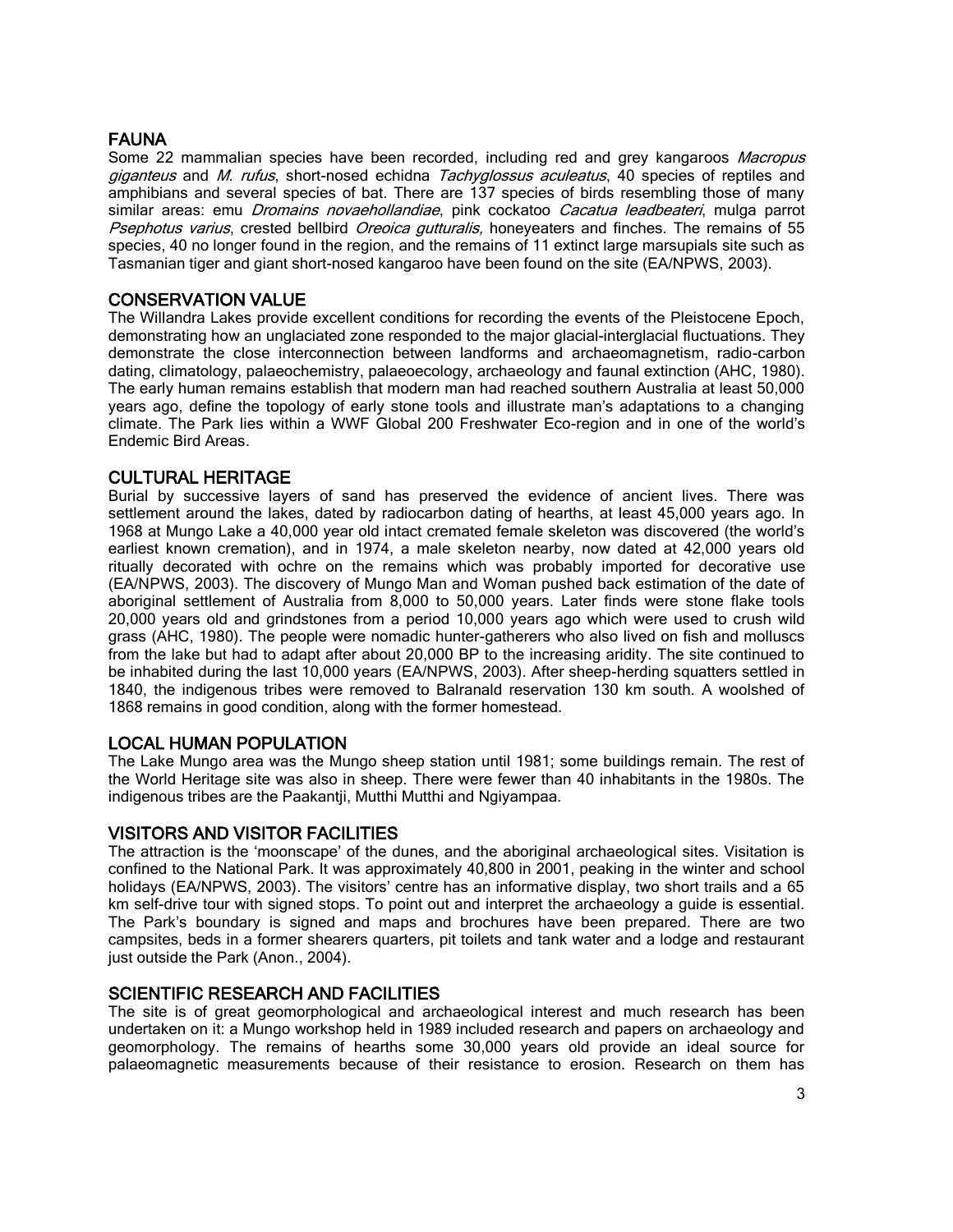## FAUNA

Some 22 mammalian species have been recorded, including red and grey kangaroos *Macropus giganteus* and *M. rufus*, short-nosed echidna *Tachyglossus aculeatus*, 40 species of reptiles and amphibians and several species of bat. There are 137 species of birds resembling those of many similar areas: emu *Dromains novaehollandiae*, pink cockatoo *Cacatua leadbeateri*, mulga parrot *Psephotus varius*, crested bellbird *Oreoica gutturalis,* honeyeaters and finches. The remains of 55 species, 40 no longer found in the region, and the remains of 11 extinct large marsupials site such as Tasmanian tiger and giant short-nosed kangaroo have been found on the site (EA/NPWS, 2003).

## CONSERVATION VALUE

The Willandra Lakes provide excellent conditions for recording the events of the Pleistocene Epoch, demonstrating how an unglaciated zone responded to the major glacial-interglacial fluctuations. They demonstrate the close interconnection between landforms and archaeomagnetism, radio-carbon dating, climatology, palaeochemistry, palaeoecology, archaeology and faunal extinction (AHC, 1980). The early human remains establish that modern man had reached southern Australia at least 50,000 years ago, define the topology of early stone tools and illustrate man's adaptations to a changing climate. The Park lies within a WWF Global 200 Freshwater Eco-region and in one of the world's Endemic Bird Areas.

## CULTURAL HERITAGE

Burial by successive layers of sand has preserved the evidence of ancient lives. There was settlement around the lakes, dated by radiocarbon dating of hearths, at least 45,000 years ago. In 1968 at Mungo Lake a 40,000 year old intact cremated female skeleton was discovered (the world's earliest known cremation), and in 1974, a male skeleton nearby, now dated at 42,000 years old ritually decorated with ochre on the remains which was probably imported for decorative use (EA/NPWS, 2003). The discovery of Mungo Man and Woman pushed back estimation of the date of aboriginal settlement of Australia from 8,000 to 50,000 years. Later finds were stone flake tools 20,000 years old and grindstones from a period 10,000 years ago which were used to crush wild grass (AHC, 1980). The people were nomadic hunter-gatherers who also lived on fish and molluscs from the lake but had to adapt after about 20,000 BP to the increasing aridity. The site continued to be inhabited during the last 10,000 years (EA/NPWS, 2003). After sheep-herding squatters settled in 1840, the indigenous tribes were removed to Balranald reservation 130 km south. A woolshed of 1868 remains in good condition, along with the former homestead.

## LOCAL HUMAN POPULATION

The Lake Mungo area was the Mungo sheep station until 1981; some buildings remain. The rest of the World Heritage site was also in sheep. There were fewer than 40 inhabitants in the 1980s. The indigenous tribes are the Paakantji, Mutthi Mutthi and Ngiyampaa.

## VISITORS AND VISITOR FACILITIES

The attraction is the 'moonscape' of the dunes, and the aboriginal archaeological sites. Visitation is confined to the National Park. It was approximately 40,800 in 2001, peaking in the winter and school holidays (EA/NPWS, 2003). The visitors' centre has an informative display, two short trails and a 65 km self-drive tour with signed stops. To point out and interpret the archaeology a guide is essential. The Park's boundary is signed and maps and brochures have been prepared. There are two campsites, beds in a former shearers quarters, pit toilets and tank water and a lodge and restaurant just outside the Park (Anon., 2004).

## SCIENTIFIC RESEARCH AND FACILITIES

The site is of great geomorphological and archaeological interest and much research has been undertaken on it: a Mungo workshop held in 1989 included research and papers on archaeology and geomorphology. The remains of hearths some 30,000 years old provide an ideal source for palaeomagnetic measurements because of their resistance to erosion. Research on them has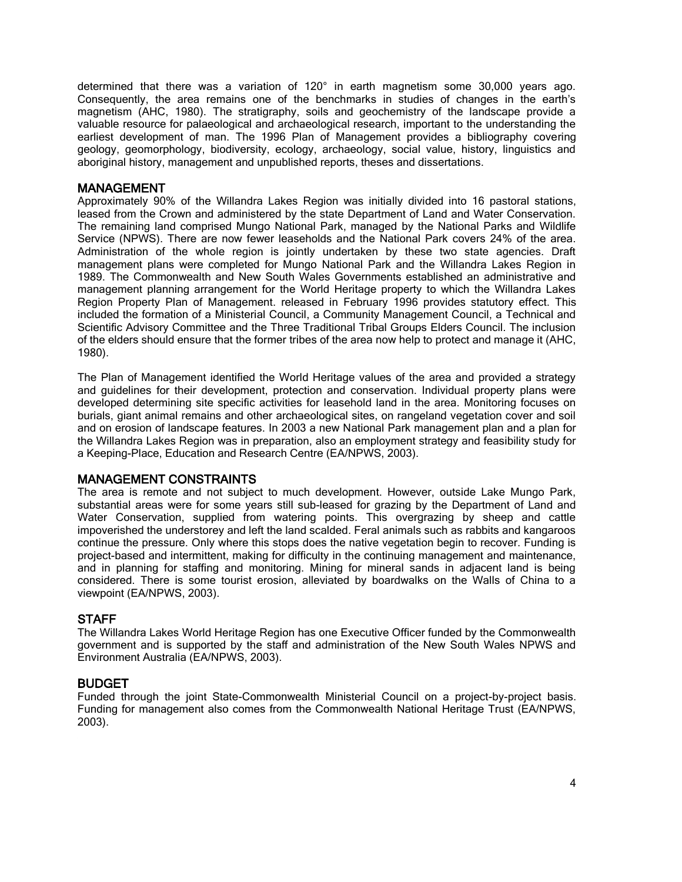determined that there was a variation of 120° in earth magnetism some 30,000 years ago. Consequently, the area remains one of the benchmarks in studies of changes in the earth's magnetism (AHC, 1980). The stratigraphy, soils and geochemistry of the landscape provide a valuable resource for palaeological and archaeological research, important to the understanding the earliest development of man. The 1996 Plan of Management provides a bibliography covering geology, geomorphology, biodiversity, ecology, archaeology, social value, history, linguistics and aboriginal history, management and unpublished reports, theses and dissertations.

## MANAGEMENT

Approximately 90% of the Willandra Lakes Region was initially divided into 16 pastoral stations, leased from the Crown and administered by the state Department of Land and Water Conservation. The remaining land comprised Mungo National Park, managed by the National Parks and Wildlife Service (NPWS). There are now fewer leaseholds and the National Park covers 24% of the area. Administration of the whole region is jointly undertaken by these two state agencies. Draft management plans were completed for Mungo National Park and the Willandra Lakes Region in 1989. The Commonwealth and New South Wales Governments established an administrative and management planning arrangement for the World Heritage property to which the Willandra Lakes Region Property Plan of Management. released in February 1996 provides statutory effect. This included the formation of a Ministerial Council, a Community Management Council, a Technical and Scientific Advisory Committee and the Three Traditional Tribal Groups Elders Council. The inclusion of the elders should ensure that the former tribes of the area now help to protect and manage it (AHC, 1980).

The Plan of Management identified the World Heritage values of the area and provided a strategy and guidelines for their development, protection and conservation. Individual property plans were developed determining site specific activities for leasehold land in the area. Monitoring focuses on burials, giant animal remains and other archaeological sites, on rangeland vegetation cover and soil and on erosion of landscape features. In 2003 a new National Park management plan and a plan for the Willandra Lakes Region was in preparation, also an employment strategy and feasibility study for a Keeping-Place, Education and Research Centre (EA/NPWS, 2003).

## MANAGEMENT CONSTRAINTS

The area is remote and not subject to much development. However, outside Lake Mungo Park, substantial areas were for some years still sub-leased for grazing by the Department of Land and Water Conservation, supplied from watering points. This overgrazing by sheep and cattle impoverished the understorey and left the land scalded. Feral animals such as rabbits and kangaroos continue the pressure. Only where this stops does the native vegetation begin to recover. Funding is project-based and intermittent, making for difficulty in the continuing management and maintenance, and in planning for staffing and monitoring. Mining for mineral sands in adjacent land is being considered. There is some tourist erosion, alleviated by boardwalks on the Walls of China to a viewpoint (EA/NPWS, 2003).

## STAFF

The Willandra Lakes World Heritage Region has one Executive Officer funded by the Commonwealth government and is supported by the staff and administration of the New South Wales NPWS and Environment Australia (EA/NPWS, 2003).

## BUDGET

Funded through the joint State-Commonwealth Ministerial Council on a project-by-project basis. Funding for management also comes from the Commonwealth National Heritage Trust (EA/NPWS, 2003).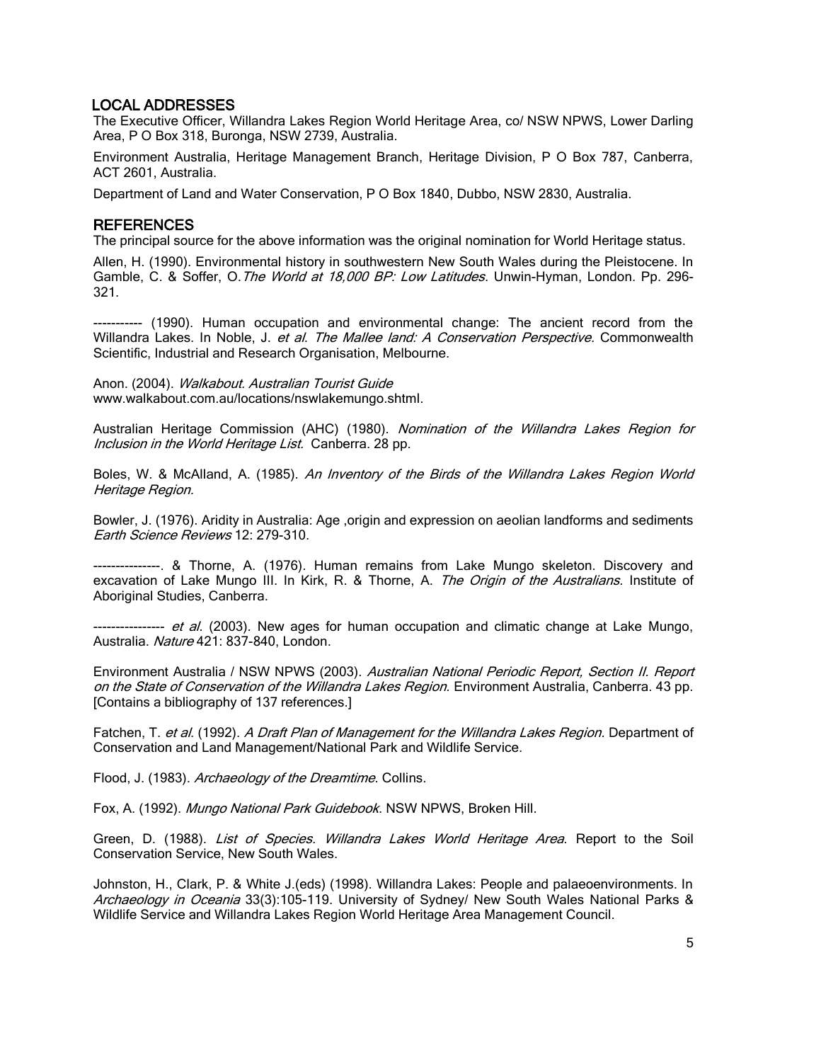## LOCAL ADDRESSES

The Executive Officer, Willandra Lakes Region World Heritage Area, co/ NSW NPWS, Lower Darling Area, P O Box 318, Buronga, NSW 2739, Australia.

Environment Australia, Heritage Management Branch, Heritage Division, P O Box 787, Canberra, ACT 2601, Australia.

Department of Land and Water Conservation, P O Box 1840, Dubbo, NSW 2830, Australia.

## REFERENCES

The principal source for the above information was the original nomination for World Heritage status.

Allen, H. (1990). Environmental history in southwestern New South Wales during the Pleistocene. In Gamble, C. & Soffer, O.*The World at 18,000 BP: Low Latitudes*. Unwin-Hyman, London. Pp. 296-321.

----------- (1990). Human occupation and environmental change: The ancient record from the Willandra Lakes. In Noble, J. *et al*. *The Mallee land: A Conservation Perspective.* Commonwealth Scientific, Industrial and Research Organisation, Melbourne.

Anon. (2004). *Walkabout. Australian Tourist Guide* www.walkabout.com.au/locations/nswlakemungo.shtml.

Australian Heritage Commission (AHC) (1980). *Nomination of the Willandra Lakes Region for Inclusion in the World Heritage List.* Canberra. 28 pp.

Boles, W. & McAlland, A. (1985). *An Inventory of the Birds of the Willandra Lakes Region World Heritage Region.*

Bowler, J. (1976). Aridity in Australia: Age ,origin and expression on aeolian landforms and sediments *Earth Science Reviews* 12: 279-310.

---------------. & Thorne, A. (1976). Human remains from Lake Mungo skeleton. Discovery and excavation of Lake Mungo III. In Kirk, R. & Thorne, A. *The Origin of the Australians*. Institute of Aboriginal Studies, Canberra.

---------------- *et al*. (2003). New ages for human occupation and climatic change at Lake Mungo, Australia. *Nature* 421: 837-840, London.

Environment Australia / NSW NPWS (2003). *Australian National Periodic Report, Section II. Report on the State of Conservation of the Willandra Lakes Region.* Environment Australia, Canberra. 43 pp. [Contains a bibliography of 137 references.]

Fatchen, T. *et al*. (1992). *A Draft Plan of Management for the Willandra Lakes Region*. Department of Conservation and Land Management/National Park and Wildlife Service.

Flood, J. (1983). *Archaeology of the Dreamtime*. Collins.

Fox, A. (1992). *Mungo National Park Guidebook*. NSW NPWS, Broken Hill.

Green, D. (1988). *List of Species. Willandra Lakes World Heritage Area*. Report to the Soil Conservation Service, New South Wales.

Johnston, H., Clark, P. & White J.(eds) (1998). Willandra Lakes: People and palaeoenvironments. In *Archaeology in Oceania* 33(3):105-119. University of Sydney/ New South Wales National Parks & Wildlife Service and Willandra Lakes Region World Heritage Area Management Council.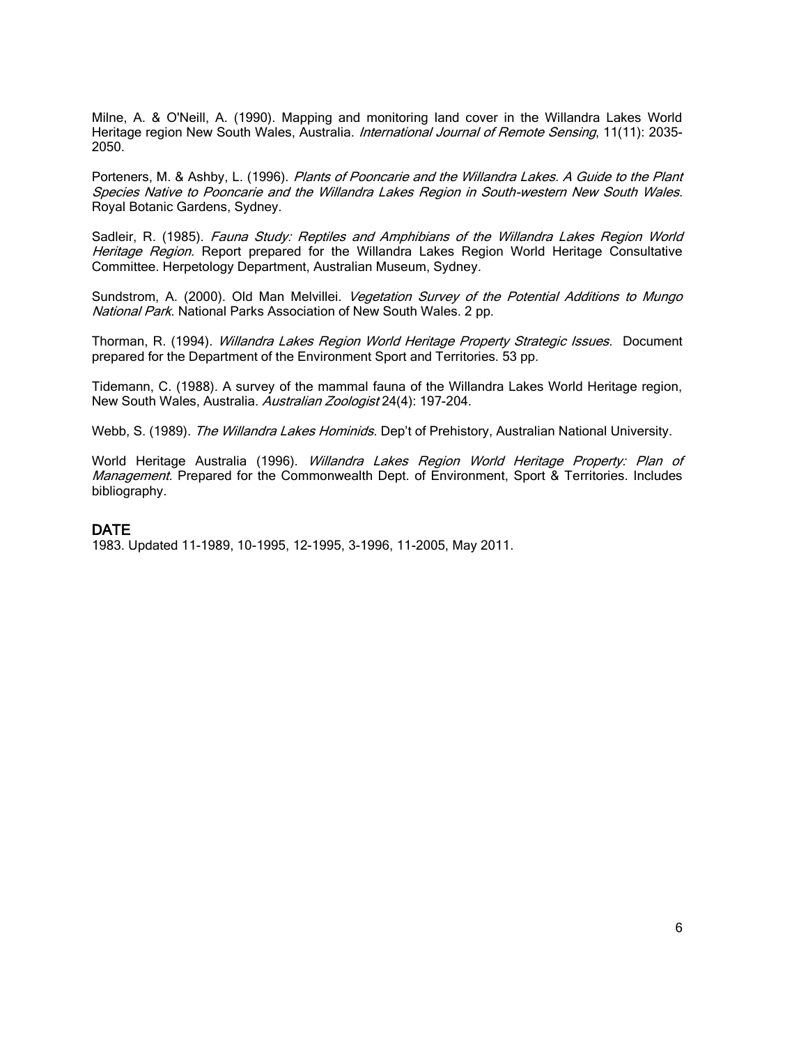Milne, A. & O'Neill, A. (1990). Mapping and monitoring land cover in the Willandra Lakes World Heritage region New South Wales, Australia. *International Journal of Remote Sensing*, 11(11): 2035-2050.

Porteners, M. & Ashby, L. (1996). *Plants of Pooncarie and the Willandra Lakes. A Guide to the Plant Species Native to Pooncarie and the Willandra Lakes Region in South-western New South Wales.* Royal Botanic Gardens, Sydney.

Sadleir, R. (1985). *Fauna Study: Reptiles and Amphibians of the Willandra Lakes Region World Heritage Region.* Report prepared for the Willandra Lakes Region World Heritage Consultative Committee. Herpetology Department, Australian Museum, Sydney.

Sundstrom, A. (2000). Old Man Melvillei. *Vegetation Survey of the Potential Additions to Mungo National Park*. National Parks Association of New South Wales. 2 pp.

Thorman, R. (1994). *Willandra Lakes Region World Heritage Property Strategic Issues.* Document prepared for the Department of the Environment Sport and Territories. 53 pp.

Tidemann, C. (1988). A survey of the mammal fauna of the Willandra Lakes World Heritage region, New South Wales, Australia. *Australian Zoologist* 24(4): 197-204.

Webb, S. (1989). *The Willandra Lakes Hominids*. Dep't of Prehistory, Australian National University.

World Heritage Australia (1996). *Willandra Lakes Region World Heritage Property: Plan of Management.* Prepared for the Commonwealth Dept. of Environment, Sport & Territories. Includes bibliography.

## DATE

1983. Updated 11-1989, 10-1995, 12-1995, 3-1996, 11-2005, May 2011.